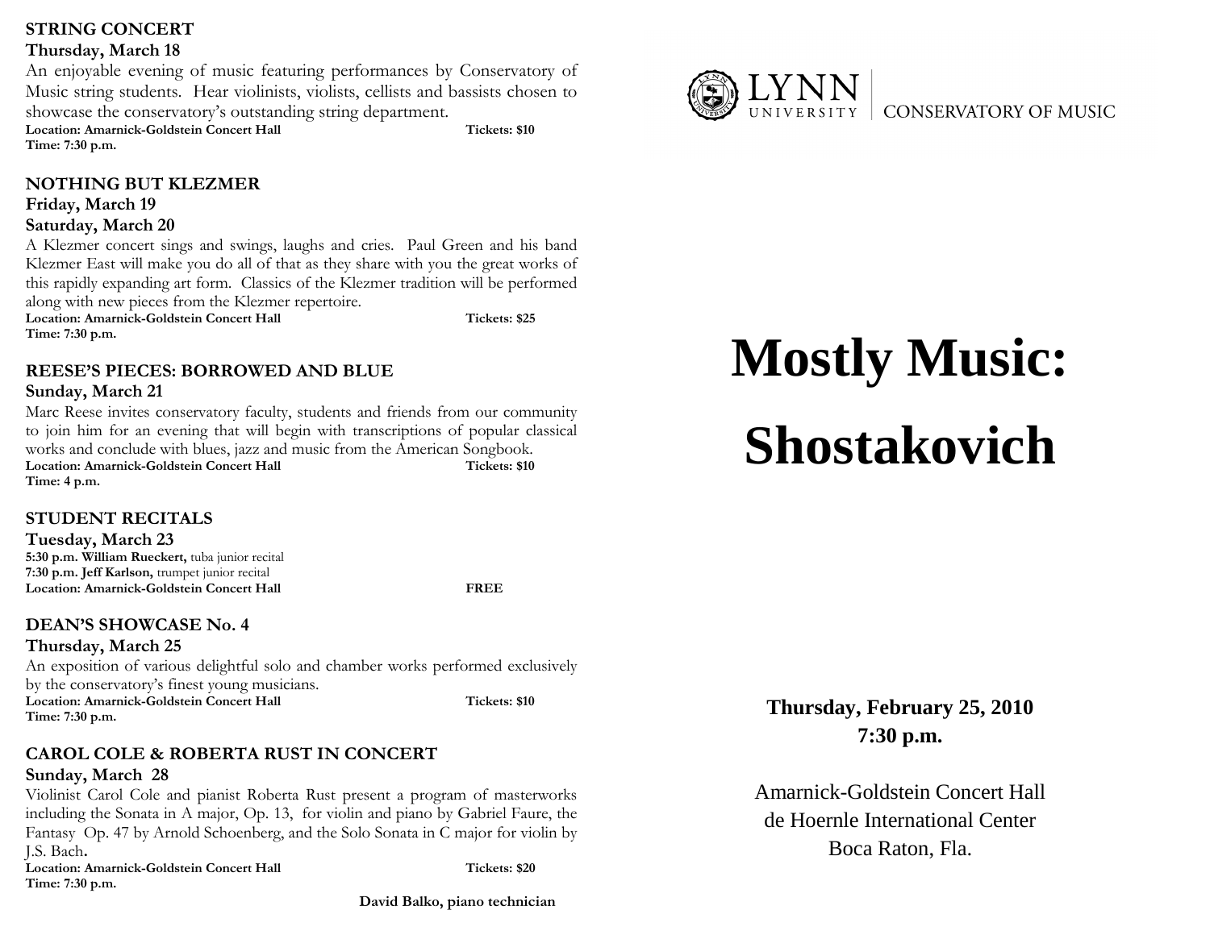**STRING CONCERT**

**Thursday, March 18**

An enjoyable evening of music featuring performances by Conservatory of Music string students. Hear violinists, violists, cellists and bassists chosen to showcase the conservatory's outstanding string department.

**Location: Amarnick-Goldstein Concert Hall** **Tickets: $10**
**Time: 7:30 p.m.**

**NOTHING BUT KLEZMER**

**Friday, March 19**

**Saturday, March 20**

A Klezmer concert sings and swings, laughs and cries. Paul Green and his band Klezmer East will make you do all of that as they share with you the great works of this rapidly expanding art form. Classics of the Klezmer tradition will be performed along with new pieces from the Klezmer repertoire.

**Location: Amarnick-Goldstein Concert Hall** **Tickets: $25**
**Time: 7:30 p.m.**

**REESE'S PIECES: BORROWED AND BLUE**

**Sunday, March 21**

Marc Reese invites conservatory faculty, students and friends from our community to join him for an evening that will begin with transcriptions of popular classical works and conclude with blues, jazz and music from the American Songbook.

**Location: Amarnick-Goldstein Concert Hall** **Tickets: $10**
**Time: 4 p.m.**

**STUDENT RECITALS**

**Tuesday, March 23**

**5:30 p.m. William Rueckert,** tuba junior recital
**7:30 p.m. Jeff Karlson,** trumpet junior recital
**Location: Amarnick-Goldstein Concert Hall** **FREE**

**DEAN'S SHOWCASE No. 4**

**Thursday, March 25**

An exposition of various delightful solo and chamber works performed exclusively by the conservatory's finest young musicians.

**Location: Amarnick-Goldstein Concert Hall** **Tickets: $10**
**Time: 7:30 p.m.**

**CAROL COLE & ROBERTA RUST IN CONCERT**

**Sunday, March 28**

Violinist Carol Cole and pianist Roberta Rust present a program of masterworks including the Sonata in A major, Op. 13, for violin and piano by Gabriel Faure, the Fantasy Op. 47 by Arnold Schoenberg, and the Solo Sonata in C major for violin by J.S. Bach.

**Location: Amarnick-Goldstein Concert Hall** **Tickets: $20**
**Time: 7:30 p.m.**

**David Balko, piano technician**

LYNN UNIVERSITY | CONSERVATORY OF MUSIC

# Mostly Music: Shostakovich

**Thursday, February 25, 2010**
**7:30 p.m.**

Amarnick-Goldstein Concert Hall
de Hoernle International Center
Boca Raton, Fla.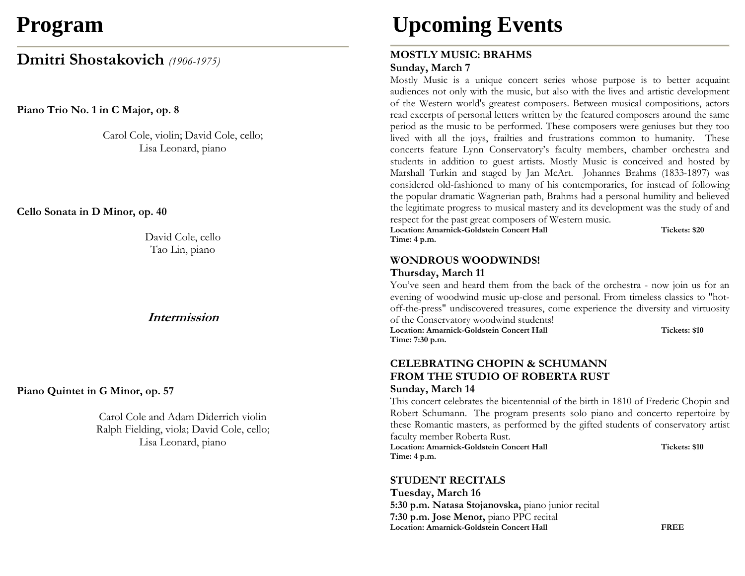# Program

## Dmitri Shostakovich *(1906-1975)*

**Piano Trio No. 1 in C Major, op. 8**

Carol Cole, violin; David Cole, cello;
Lisa Leonard, piano

**Cello Sonata in D Minor, op. 40**

David Cole, cello
Tao Lin, piano

***Intermission***

**Piano Quintet in G Minor, op. 57**

Carol Cole and Adam Diderrich violin
Ralph Fielding, viola; David Cole, cello;
Lisa Leonard, piano

# Upcoming Events

**MOSTLY MUSIC: BRAHMS**
**Sunday, March 7**

Mostly Music is a unique concert series whose purpose is to better acquaint audiences not only with the music, but also with the lives and artistic development of the Western world's greatest composers. Between musical compositions, actors read excerpts of personal letters written by the featured composers around the same period as the music to be performed. These composers were geniuses but they too lived with all the joys, frailties and frustrations common to humanity. These concerts feature Lynn Conservatory's faculty members, chamber orchestra and students in addition to guest artists. Mostly Music is conceived and hosted by Marshall Turkin and staged by Jan McArt. Johannes Brahms (1833-1897) was considered old-fashioned to many of his contemporaries, for instead of following the popular dramatic Wagnerian path, Brahms had a personal humility and believed the legitimate progress to musical mastery and its development was the study of and respect for the past great composers of Western music.

**Location: Amarnick-Goldstein Concert Hall** **Tickets: $20**
**Time: 4 p.m.**

**WONDROUS WOODWINDS!**
**Thursday, March 11**

You've seen and heard them from the back of the orchestra - now join us for an evening of woodwind music up-close and personal. From timeless classics to "hot-off-the-press" undiscovered treasures, come experience the diversity and virtuosity of the Conservatory woodwind students!

**Location: Amarnick-Goldstein Concert Hall** **Tickets: $10**
**Time: 7:30 p.m.**

**CELEBRATING CHOPIN & SCHUMANN**
**FROM THE STUDIO OF ROBERTA RUST**
**Sunday, March 14**

This concert celebrates the bicentennial of the birth in 1810 of Frederic Chopin and Robert Schumann. The program presents solo piano and concerto repertoire by these Romantic masters, as performed by the gifted students of conservatory artist faculty member Roberta Rust.

**Location: Amarnick-Goldstein Concert Hall** **Tickets: $10**
**Time: 4 p.m.**

**STUDENT RECITALS**
**Tuesday, March 16**

**5:30 p.m. Natasa Stojanovska,** piano junior recital
**7:30 p.m. Jose Menor,** piano PPC recital
**Location: Amarnick-Goldstein Concert Hall** **FREE**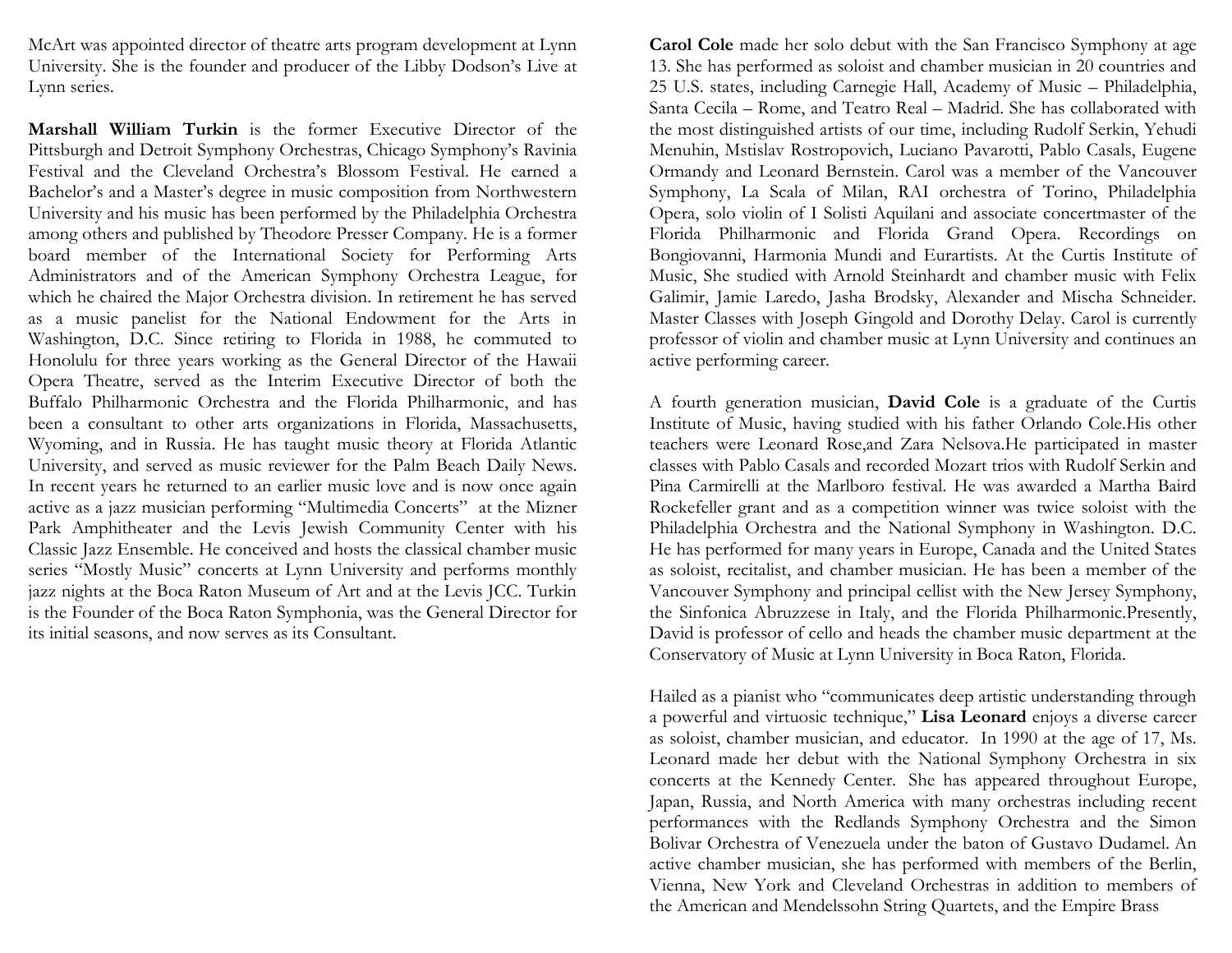McArt was appointed director of theatre arts program development at Lynn University. She is the founder and producer of the Libby Dodson's Live at Lynn series.

**Marshall William Turkin** is the former Executive Director of the Pittsburgh and Detroit Symphony Orchestras, Chicago Symphony's Ravinia Festival and the Cleveland Orchestra's Blossom Festival. He earned a Bachelor's and a Master's degree in music composition from Northwestern University and his music has been performed by the Philadelphia Orchestra among others and published by Theodore Presser Company. He is a former board member of the International Society for Performing Arts Administrators and of the American Symphony Orchestra League, for which he chaired the Major Orchestra division. In retirement he has served as a music panelist for the National Endowment for the Arts in Washington, D.C. Since retiring to Florida in 1988, he commuted to Honolulu for three years working as the General Director of the Hawaii Opera Theatre, served as the Interim Executive Director of both the Buffalo Philharmonic Orchestra and the Florida Philharmonic, and has been a consultant to other arts organizations in Florida, Massachusetts, Wyoming, and in Russia. He has taught music theory at Florida Atlantic University, and served as music reviewer for the Palm Beach Daily News. In recent years he returned to an earlier music love and is now once again active as a jazz musician performing "Multimedia Concerts" at the Mizner Park Amphitheater and the Levis Jewish Community Center with his Classic Jazz Ensemble. He conceived and hosts the classical chamber music series "Mostly Music" concerts at Lynn University and performs monthly jazz nights at the Boca Raton Museum of Art and at the Levis JCC. Turkin is the Founder of the Boca Raton Symphonia, was the General Director for its initial seasons, and now serves as its Consultant.

**Carol Cole** made her solo debut with the San Francisco Symphony at age 13. She has performed as soloist and chamber musician in 20 countries and 25 U.S. states, including Carnegie Hall, Academy of Music – Philadelphia, Santa Cecila – Rome, and Teatro Real – Madrid. She has collaborated with the most distinguished artists of our time, including Rudolf Serkin, Yehudi Menuhin, Mstislav Rostropovich, Luciano Pavarotti, Pablo Casals, Eugene Ormandy and Leonard Bernstein. Carol was a member of the Vancouver Symphony, La Scala of Milan, RAI orchestra of Torino, Philadelphia Opera, solo violin of I Solisti Aquilani and associate concertmaster of the Florida Philharmonic and Florida Grand Opera. Recordings on Bongiovanni, Harmonia Mundi and Eurartists. At the Curtis Institute of Music, She studied with Arnold Steinhardt and chamber music with Felix Galimir, Jamie Laredo, Jasha Brodsky, Alexander and Mischa Schneider. Master Classes with Joseph Gingold and Dorothy Delay. Carol is currently professor of violin and chamber music at Lynn University and continues an active performing career.

A fourth generation musician, **David Cole** is a graduate of the Curtis Institute of Music, having studied with his father Orlando Cole.His other teachers were Leonard Rose,and Zara Nelsova.He participated in master classes with Pablo Casals and recorded Mozart trios with Rudolf Serkin and Pina Carmirelli at the Marlboro festival. He was awarded a Martha Baird Rockefeller grant and as a competition winner was twice soloist with the Philadelphia Orchestra and the National Symphony in Washington. D.C. He has performed for many years in Europe, Canada and the United States as soloist, recitalist, and chamber musician. He has been a member of the Vancouver Symphony and principal cellist with the New Jersey Symphony, the Sinfonica Abruzzese in Italy, and the Florida Philharmonic.Presently, David is professor of cello and heads the chamber music department at the Conservatory of Music at Lynn University in Boca Raton, Florida.

Hailed as a pianist who "communicates deep artistic understanding through a powerful and virtuosic technique," **Lisa Leonard** enjoys a diverse career as soloist, chamber musician, and educator. In 1990 at the age of 17, Ms. Leonard made her debut with the National Symphony Orchestra in six concerts at the Kennedy Center. She has appeared throughout Europe, Japan, Russia, and North America with many orchestras including recent performances with the Redlands Symphony Orchestra and the Simon Bolivar Orchestra of Venezuela under the baton of Gustavo Dudamel. An active chamber musician, she has performed with members of the Berlin, Vienna, New York and Cleveland Orchestras in addition to members of the American and Mendelssohn String Quartets, and the Empire Brass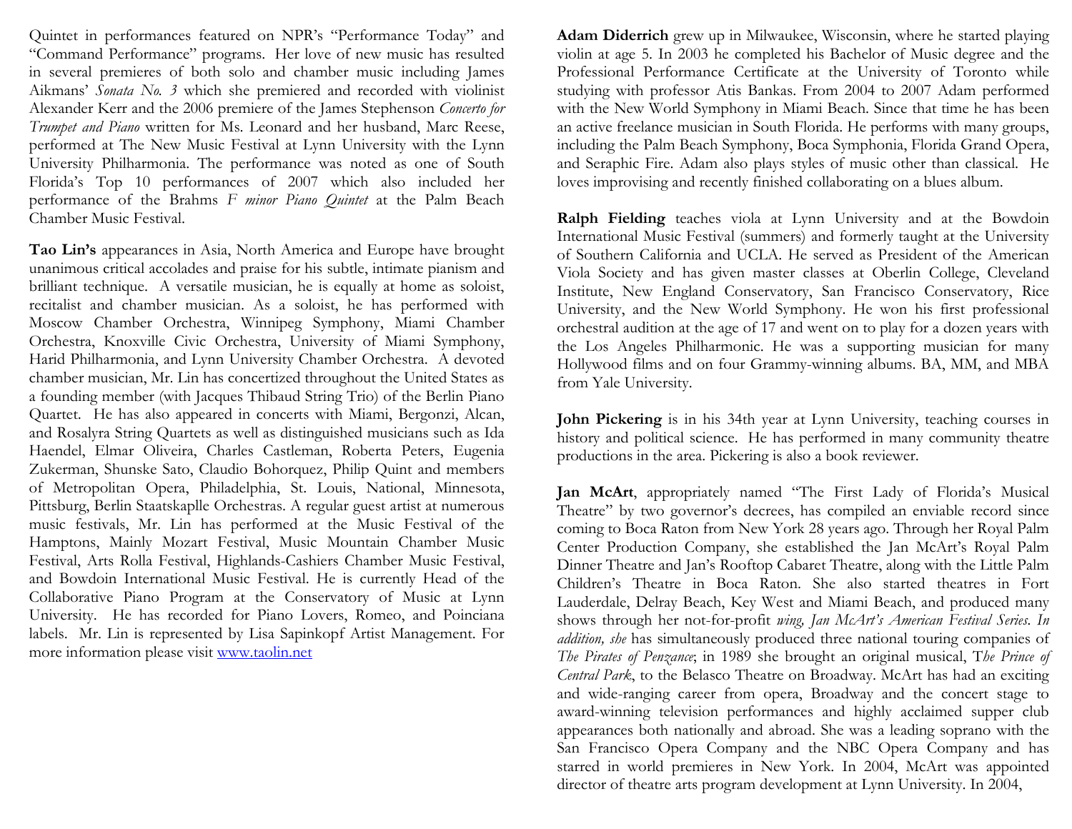Quintet in performances featured on NPR's "Performance Today" and "Command Performance" programs. Her love of new music has resulted in several premieres of both solo and chamber music including James Aikmans' *Sonata No. 3* which she premiered and recorded with violinist Alexander Kerr and the 2006 premiere of the James Stephenson *Concerto for Trumpet and Piano* written for Ms. Leonard and her husband, Marc Reese, performed at The New Music Festival at Lynn University with the Lynn University Philharmonia. The performance was noted as one of South Florida's Top 10 performances of 2007 which also included her performance of the Brahms *F minor Piano Quintet* at the Palm Beach Chamber Music Festival.

**Tao Lin's** appearances in Asia, North America and Europe have brought unanimous critical accolades and praise for his subtle, intimate pianism and brilliant technique. A versatile musician, he is equally at home as soloist, recitalist and chamber musician. As a soloist, he has performed with Moscow Chamber Orchestra, Winnipeg Symphony, Miami Chamber Orchestra, Knoxville Civic Orchestra, University of Miami Symphony, Harid Philharmonia, and Lynn University Chamber Orchestra. A devoted chamber musician, Mr. Lin has concertized throughout the United States as a founding member (with Jacques Thibaud String Trio) of the Berlin Piano Quartet. He has also appeared in concerts with Miami, Bergonzi, Alcan, and Rosalyra String Quartets as well as distinguished musicians such as Ida Haendel, Elmar Oliveira, Charles Castleman, Roberta Peters, Eugenia Zukerman, Shunske Sato, Claudio Bohorquez, Philip Quint and members of Metropolitan Opera, Philadelphia, St. Louis, National, Minnesota, Pittsburg, Berlin Staatskaplle Orchestras. A regular guest artist at numerous music festivals, Mr. Lin has performed at the Music Festival of the Hamptons, Mainly Mozart Festival, Music Mountain Chamber Music Festival, Arts Rolla Festival, Highlands-Cashiers Chamber Music Festival, and Bowdoin International Music Festival. He is currently Head of the Collaborative Piano Program at the Conservatory of Music at Lynn University. He has recorded for Piano Lovers, Romeo, and Poinciana labels. Mr. Lin is represented by Lisa Sapinkopf Artist Management. For more information please visit www.taolin.net

**Adam Diderrich** grew up in Milwaukee, Wisconsin, where he started playing violin at age 5. In 2003 he completed his Bachelor of Music degree and the Professional Performance Certificate at the University of Toronto while studying with professor Atis Bankas. From 2004 to 2007 Adam performed with the New World Symphony in Miami Beach. Since that time he has been an active freelance musician in South Florida. He performs with many groups, including the Palm Beach Symphony, Boca Symphonia, Florida Grand Opera, and Seraphic Fire. Adam also plays styles of music other than classical. He loves improvising and recently finished collaborating on a blues album.

**Ralph Fielding** teaches viola at Lynn University and at the Bowdoin International Music Festival (summers) and formerly taught at the University of Southern California and UCLA. He served as President of the American Viola Society and has given master classes at Oberlin College, Cleveland Institute, New England Conservatory, San Francisco Conservatory, Rice University, and the New World Symphony. He won his first professional orchestral audition at the age of 17 and went on to play for a dozen years with the Los Angeles Philharmonic. He was a supporting musician for many Hollywood films and on four Grammy-winning albums. BA, MM, and MBA from Yale University.

**John Pickering** is in his 34th year at Lynn University, teaching courses in history and political science. He has performed in many community theatre productions in the area. Pickering is also a book reviewer.

**Jan McArt**, appropriately named "The First Lady of Florida's Musical Theatre" by two governor's decrees, has compiled an enviable record since coming to Boca Raton from New York 28 years ago. Through her Royal Palm Center Production Company, she established the Jan McArt's Royal Palm Dinner Theatre and Jan's Rooftop Cabaret Theatre, along with the Little Palm Children's Theatre in Boca Raton. She also started theatres in Fort Lauderdale, Delray Beach, Key West and Miami Beach, and produced many shows through her not-for-profit *wing, Jan McArt's American Festival Series. In addition, she* has simultaneously produced three national touring companies of *The Pirates of Penzance*; in 1989 she brought an original musical, T*he Prince of Central Park*, to the Belasco Theatre on Broadway. McArt has had an exciting and wide-ranging career from opera, Broadway and the concert stage to award-winning television performances and highly acclaimed supper club appearances both nationally and abroad. She was a leading soprano with the San Francisco Opera Company and the NBC Opera Company and has starred in world premieres in New York. In 2004, McArt was appointed director of theatre arts program development at Lynn University. In 2004,